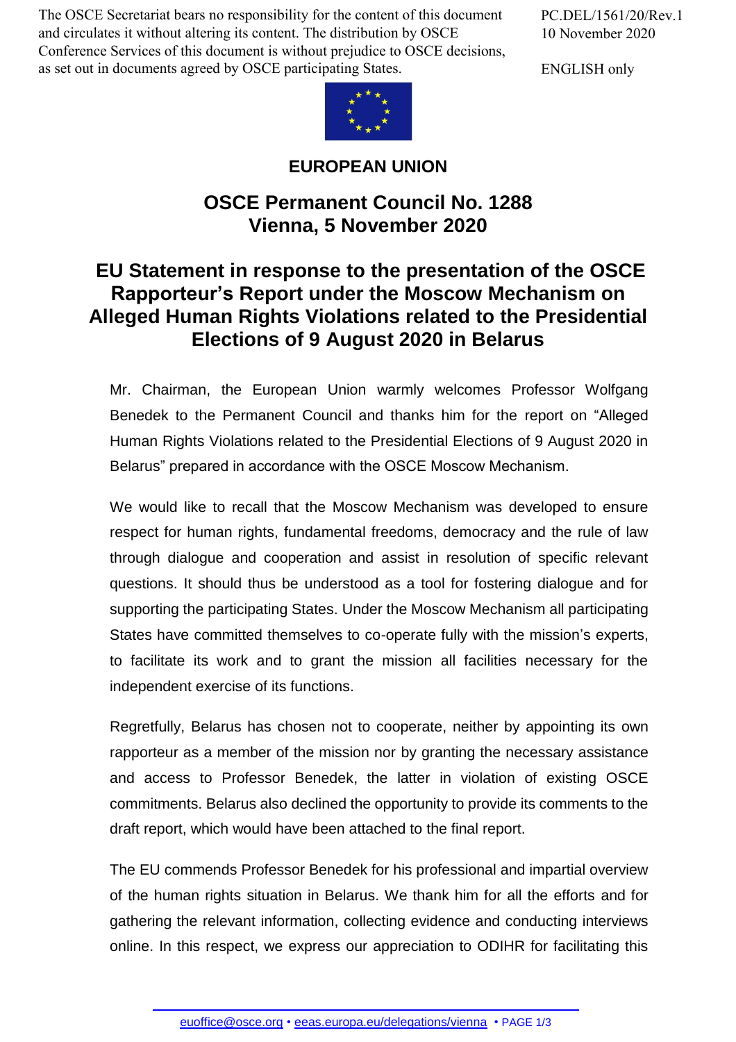The OSCE Secretariat bears no responsibility for the content of this document and circulates it without altering its content. The distribution by OSCE Conference Services of this document is without prejudice to OSCE decisions, as set out in documents agreed by OSCE participating States.

PC.DEL/1561/20/Rev.1
10 November 2020

ENGLISH only

**EUROPEAN UNION**

# OSCE Permanent Council No. 1288
# Vienna, 5 November 2020

## EU Statement in response to the presentation of the OSCE Rapporteur's Report under the Moscow Mechanism on Alleged Human Rights Violations related to the Presidential Elections of 9 August 2020 in Belarus

Mr. Chairman, the European Union warmly welcomes Professor Wolfgang Benedek to the Permanent Council and thanks him for the report on "Alleged Human Rights Violations related to the Presidential Elections of 9 August 2020 in Belarus" prepared in accordance with the OSCE Moscow Mechanism.

We would like to recall that the Moscow Mechanism was developed to ensure respect for human rights, fundamental freedoms, democracy and the rule of law through dialogue and cooperation and assist in resolution of specific relevant questions. It should thus be understood as a tool for fostering dialogue and for supporting the participating States. Under the Moscow Mechanism all participating States have committed themselves to co-operate fully with the mission's experts, to facilitate its work and to grant the mission all facilities necessary for the independent exercise of its functions.

Regretfully, Belarus has chosen not to cooperate, neither by appointing its own rapporteur as a member of the mission nor by granting the necessary assistance and access to Professor Benedek, the latter in violation of existing OSCE commitments. Belarus also declined the opportunity to provide its comments to the draft report, which would have been attached to the final report.

The EU commends Professor Benedek for his professional and impartial overview of the human rights situation in Belarus. We thank him for all the efforts and for gathering the relevant information, collecting evidence and conducting interviews online. In this respect, we express our appreciation to ODIHR for facilitating this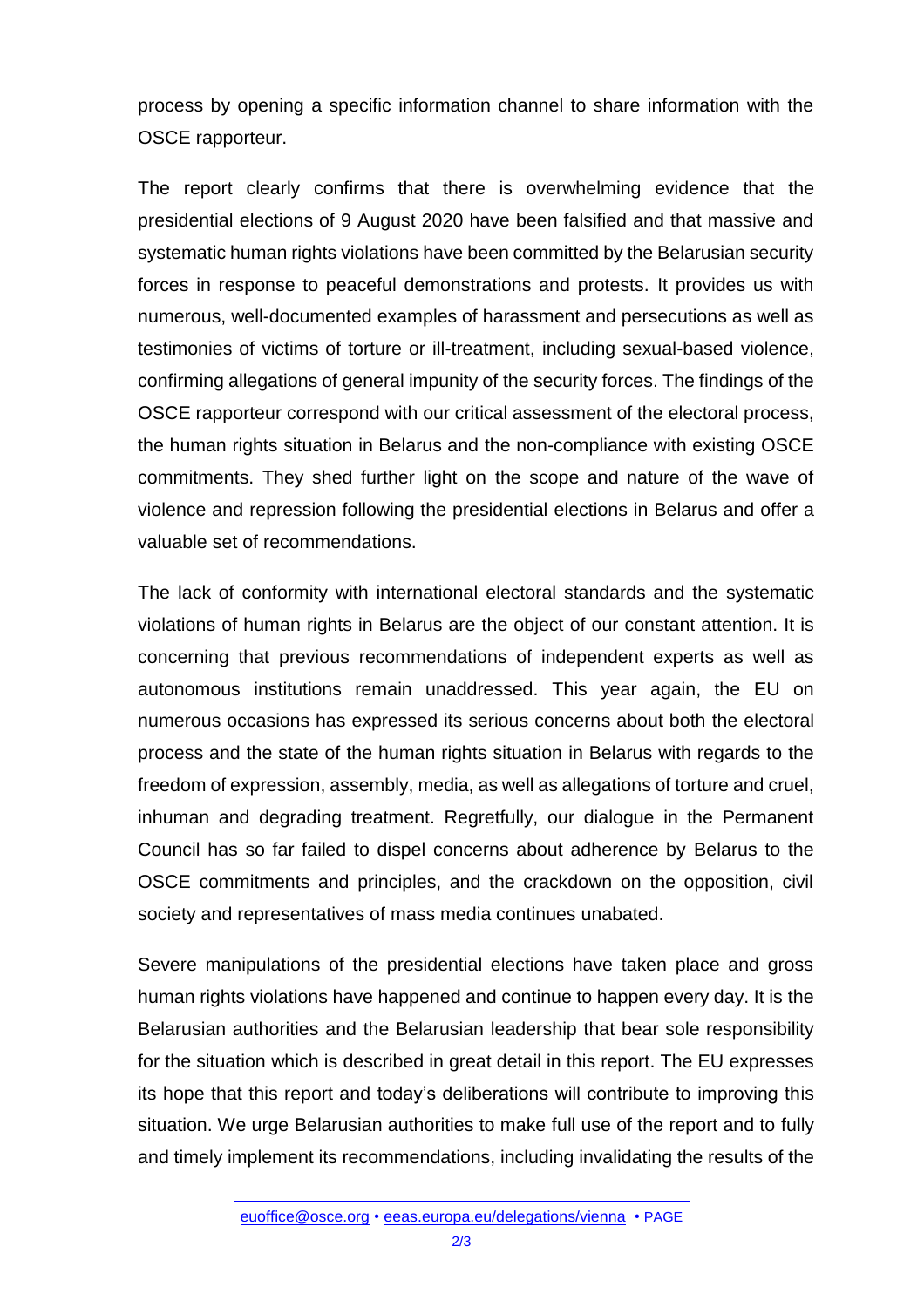process by opening a specific information channel to share information with the OSCE rapporteur.

The report clearly confirms that there is overwhelming evidence that the presidential elections of 9 August 2020 have been falsified and that massive and systematic human rights violations have been committed by the Belarusian security forces in response to peaceful demonstrations and protests. It provides us with numerous, well-documented examples of harassment and persecutions as well as testimonies of victims of torture or ill-treatment, including sexual-based violence, confirming allegations of general impunity of the security forces. The findings of the OSCE rapporteur correspond with our critical assessment of the electoral process, the human rights situation in Belarus and the non-compliance with existing OSCE commitments. They shed further light on the scope and nature of the wave of violence and repression following the presidential elections in Belarus and offer a valuable set of recommendations.

The lack of conformity with international electoral standards and the systematic violations of human rights in Belarus are the object of our constant attention. It is concerning that previous recommendations of independent experts as well as autonomous institutions remain unaddressed. This year again, the EU on numerous occasions has expressed its serious concerns about both the electoral process and the state of the human rights situation in Belarus with regards to the freedom of expression, assembly, media, as well as allegations of torture and cruel, inhuman and degrading treatment. Regretfully, our dialogue in the Permanent Council has so far failed to dispel concerns about adherence by Belarus to the OSCE commitments and principles, and the crackdown on the opposition, civil society and representatives of mass media continues unabated.

Severe manipulations of the presidential elections have taken place and gross human rights violations have happened and continue to happen every day. It is the Belarusian authorities and the Belarusian leadership that bear sole responsibility for the situation which is described in great detail in this report. The EU expresses its hope that this report and today's deliberations will contribute to improving this situation. We urge Belarusian authorities to make full use of the report and to fully and timely implement its recommendations, including invalidating the results of the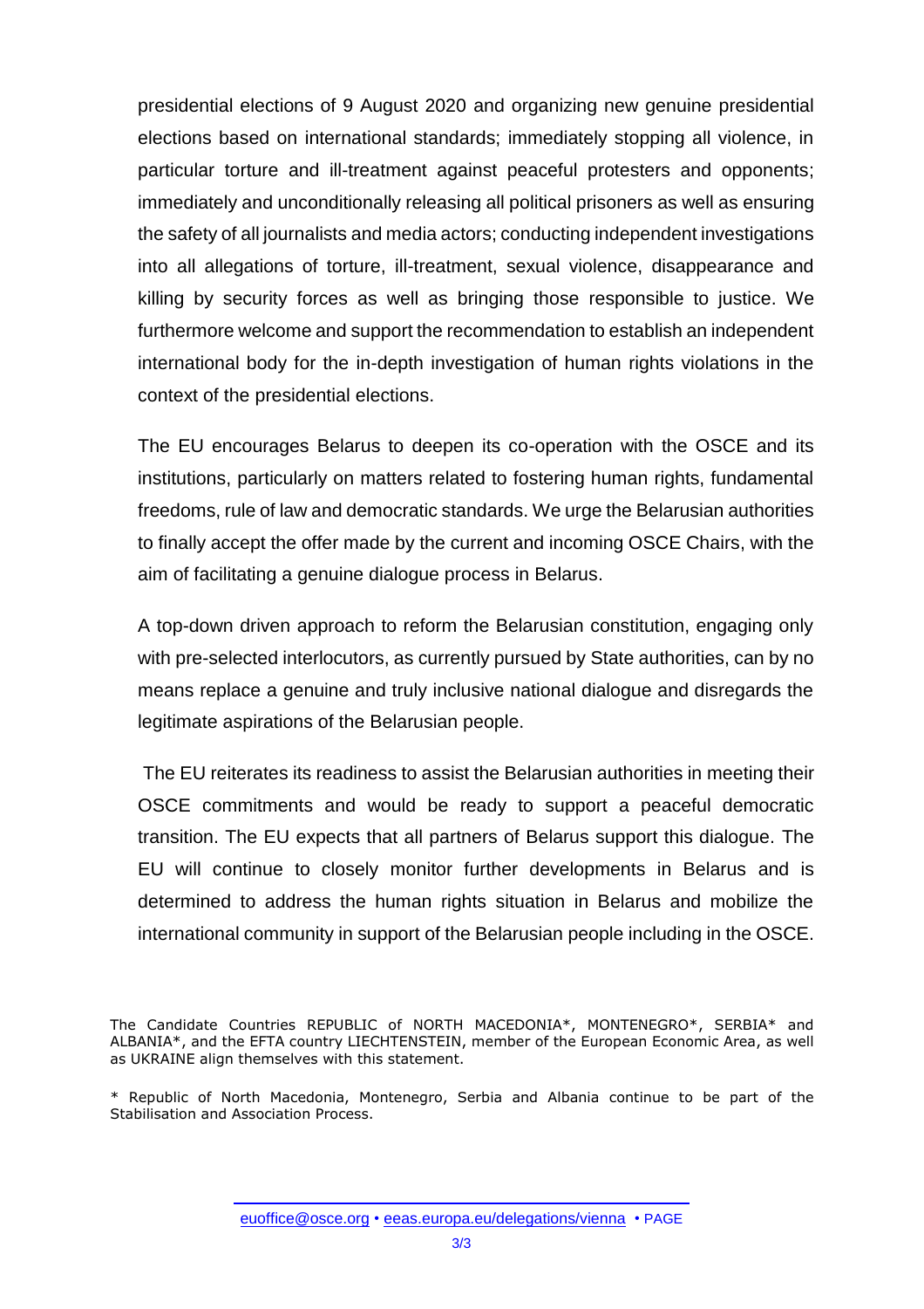presidential elections of 9 August 2020 and organizing new genuine presidential elections based on international standards; immediately stopping all violence, in particular torture and ill-treatment against peaceful protesters and opponents; immediately and unconditionally releasing all political prisoners as well as ensuring the safety of all journalists and media actors; conducting independent investigations into all allegations of torture, ill-treatment, sexual violence, disappearance and killing by security forces as well as bringing those responsible to justice. We furthermore welcome and support the recommendation to establish an independent international body for the in-depth investigation of human rights violations in the context of the presidential elections.

The EU encourages Belarus to deepen its co-operation with the OSCE and its institutions, particularly on matters related to fostering human rights, fundamental freedoms, rule of law and democratic standards. We urge the Belarusian authorities to finally accept the offer made by the current and incoming OSCE Chairs, with the aim of facilitating a genuine dialogue process in Belarus.

A top-down driven approach to reform the Belarusian constitution, engaging only with pre-selected interlocutors, as currently pursued by State authorities, can by no means replace a genuine and truly inclusive national dialogue and disregards the legitimate aspirations of the Belarusian people.

The EU reiterates its readiness to assist the Belarusian authorities in meeting their OSCE commitments and would be ready to support a peaceful democratic transition. The EU expects that all partners of Belarus support this dialogue. The EU will continue to closely monitor further developments in Belarus and is determined to address the human rights situation in Belarus and mobilize the international community in support of the Belarusian people including in the OSCE.

The Candidate Countries REPUBLIC of NORTH MACEDONIA*, MONTENEGRO*, SERBIA* and ALBANIA*, and the EFTA country LIECHTENSTEIN, member of the European Economic Area, as well as UKRAINE align themselves with this statement.

* Republic of North Macedonia, Montenegro, Serbia and Albania continue to be part of the Stabilisation and Association Process.

euoffice@osce.org • eeas.europa.eu/delegations/vienna